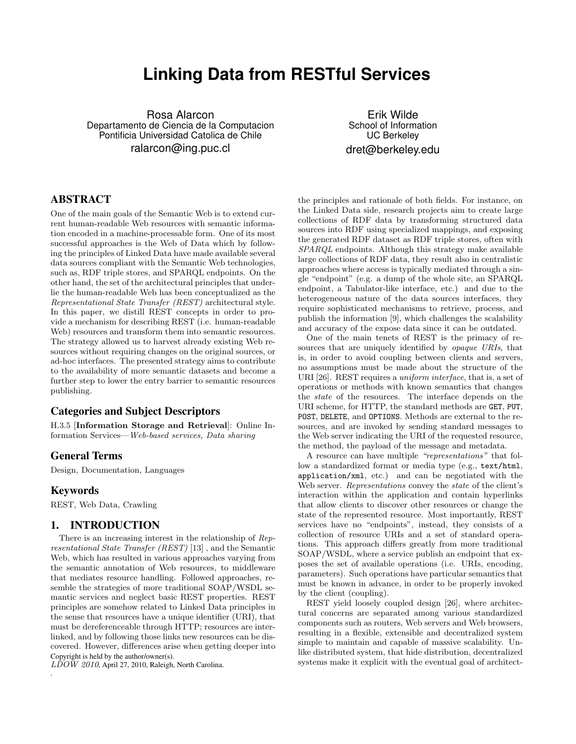# Linking Data from RESTful Services

Rosa Alarcon
Departamento de Ciencia de la Computacion
Pontificia Universidad Catolica de Chile
ralarcon@ing.puc.cl

Erik Wilde
School of Information
UC Berkeley
dret@berkeley.edu

## ABSTRACT

One of the main goals of the Semantic Web is to extend current human-readable Web resources with semantic information encoded in a machine-processable form. One of its most successful approaches is the Web of Data which by following the principles of Linked Data have made available several data sources compliant with the Semantic Web technologies, such as, RDF triple stores, and SPARQL endpoints. On the other hand, the set of the architectural principles that underlie the human-readable Web has been conceptualized as the *Representational State Transfer (REST)* architectural style. In this paper, we distill REST concepts in order to provide a mechanism for describing REST (i.e. human-readable Web) resources and transform them into semantic resources. The strategy allowed us to harvest already existing Web resources without requiring changes on the original sources, or ad-hoc interfaces. The presented strategy aims to contribute to the availability of more semantic datasets and become a further step to lower the entry barrier to semantic resources publishing.

### Categories and Subject Descriptors

H.3.5 [**Information Storage and Retrieval**]: Online Information Services—*Web-based services, Data sharing*

### General Terms

Design, Documentation, Languages

### Keywords

REST, Web Data, Crawling

## 1. INTRODUCTION

There is an increasing interest in the relationship of *Representational State Transfer (REST)* [13] , and the Semantic Web, which has resulted in various approaches varying from the semantic annotation of Web resources, to middleware that mediates resource handling. Followed approaches, resemble the strategies of more traditional SOAP/WSDL semantic services and neglect basic REST properties. REST principles are somehow related to Linked Data principles in the sense that resources have a unique identifier (URI), that must be dereferenceable through HTTP; resources are interlinked, and by following those links new resources can be discovered. However, differences arise when getting deeper into the principles and rationale of both fields. For instance, on the Linked Data side, research projects aim to create large collections of RDF data by transforming structured data sources into RDF using specialized mappings, and exposing the generated RDF dataset as RDF triple stores, often with *SPARQL* endpoints. Although this strategy make available large collections of RDF data, they result also in centralistic approaches where access is typically mediated through a single "endpoint" (e.g. a dump of the whole site, an SPARQL endpoint, a Tabulator-like interface, etc.) and due to the heterogeneous nature of the data sources interfaces, they require sophisticated mechanisms to retrieve, process, and publish the information [9], which challenges the scalability and accuracy of the expose data since it can be outdated.

One of the main tenets of REST is the primacy of resources that are uniquely identified by *opaque URIs*, that is, in order to avoid coupling between clients and servers, no assumptions must be made about the structure of the URI [26]. REST requires a *uniform interface*, that is, a set of operations or methods with known semantics that changes the *state* of the resources. The interface depends on the URI scheme, for HTTP, the standard methods are `GET`, `PUT`, `POST`, `DELETE`, and `OPTIONS`. Methods are external to the resources, and are invoked by sending standard messages to the Web server indicating the URI of the requested resource, the method, the payload of the message and metadata.

A resource can have multiple *"representations"* that follow a standardized format or media type (e.g., `text/html`, `application/xml`, etc.) and can be negotiated with the Web server. *Representations* convey the *state* of the client's interaction within the application and contain hyperlinks that allow clients to discover other resources or change the state of the represented resource. Most importantly, REST services have no "endpoints", instead, they consists of a collection of resource URIs and a set of standard operations. This approach differs greatly from more traditional SOAP/WSDL, where a service publish an endpoint that exposes the set of available operations (i.e. URIs, encoding, parameters). Such operations have particular semantics that must be known in advance, in order to be properly invoked by the client (coupling).

REST yield loosely coupled design [26], where architectural concerns are separated among various standardized components such as routers, Web servers and Web browsers, resulting in a flexible, extensible and decentralized system simple to maintain and capable of massive scalability. Unlike distributed system, that hide distribution, decentralized systems make it explicit with the eventual goal of architect-

Copyright is held by the author/owner(s).
*LDOW 2010*, April 27, 2010, Raleigh, North Carolina.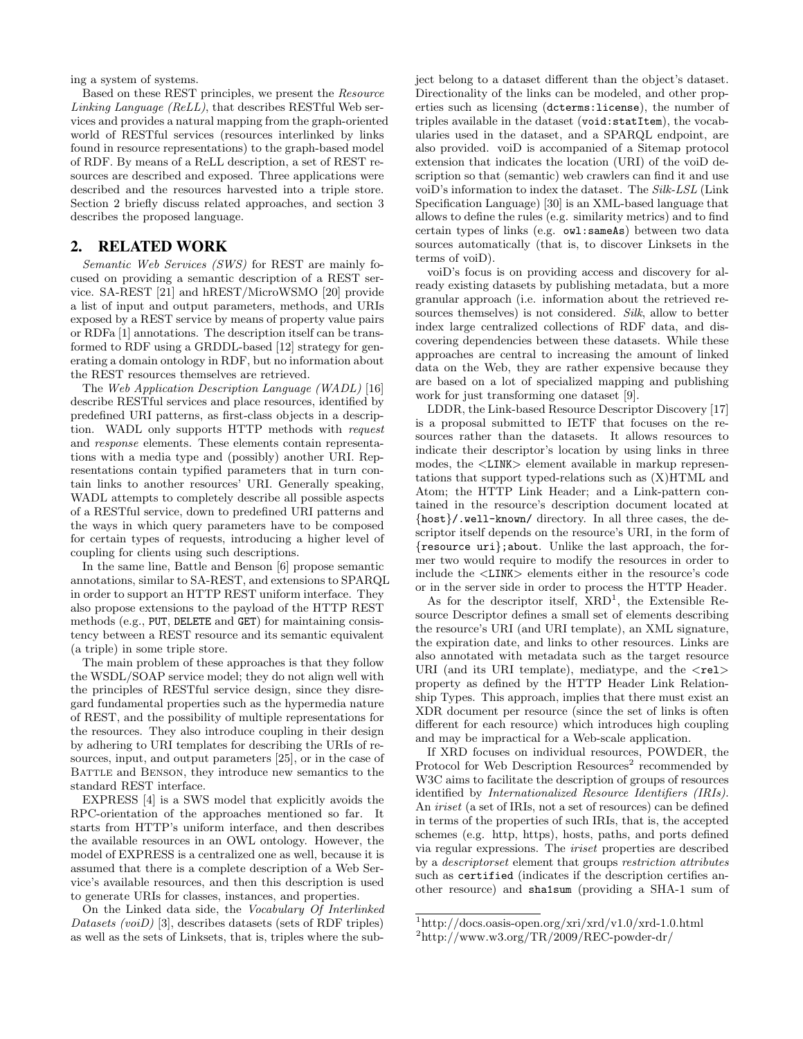ing a system of systems.

Based on these REST principles, we present the *Resource Linking Language (ReLL)*, that describes RESTful Web services and provides a natural mapping from the graph-oriented world of RESTful services (resources interlinked by links found in resource representations) to the graph-based model of RDF. By means of a ReLL description, a set of REST resources are described and exposed. Three applications were described and the resources harvested into a triple store. Section 2 briefly discuss related approaches, and section 3 describes the proposed language.

## 2. RELATED WORK

*Semantic Web Services (SWS)* for REST are mainly focused on providing a semantic description of a REST service. SA-REST [21] and hREST/MicroWSMO [20] provide a list of input and output parameters, methods, and URIs exposed by a REST service by means of property value pairs or RDFa [1] annotations. The description itself can be transformed to RDF using a GRDDL-based [12] strategy for generating a domain ontology in RDF, but no information about the REST resources themselves are retrieved.

The *Web Application Description Language (WADL)* [16] describe RESTful services and place resources, identified by predefined URI patterns, as first-class objects in a description. WADL only supports HTTP methods with *request* and *response* elements. These elements contain representations with a media type and (possibly) another URI. Representations contain typified parameters that in turn contain links to another resources' URI. Generally speaking, WADL attempts to completely describe all possible aspects of a RESTful service, down to predefined URI patterns and the ways in which query parameters have to be composed for certain types of requests, introducing a higher level of coupling for clients using such descriptions.

In the same line, Battle and Benson [6] propose semantic annotations, similar to SA-REST, and extensions to SPARQL in order to support an HTTP REST uniform interface. They also propose extensions to the payload of the HTTP REST methods (e.g., `PUT`, `DELETE` and `GET`) for maintaining consistency between a REST resource and its semantic equivalent (a triple) in some triple store.

The main problem of these approaches is that they follow the WSDL/SOAP service model; they do not align well with the principles of RESTful service design, since they disregard fundamental properties such as the hypermedia nature of REST, and the possibility of multiple representations for the resources. They also introduce coupling in their design by adhering to URI templates for describing the URIs of resources, input, and output parameters [25], or in the case of Battle and Benson, they introduce new semantics to the standard REST interface.

EXPRESS [4] is a SWS model that explicitly avoids the RPC-orientation of the approaches mentioned so far. It starts from HTTP's uniform interface, and then describes the available resources in an OWL ontology. However, the model of EXPRESS is a centralized one as well, because it is assumed that there is a complete description of a Web Service's available resources, and then this description is used to generate URIs for classes, instances, and properties.

On the Linked data side, the *Vocabulary Of Interlinked Datasets (voiD)* [3], describes datasets (sets of RDF triples) as well as the sets of Linksets, that is, triples where the subject belong to a dataset different than the object's dataset. Directionality of the links can be modeled, and other properties such as licensing (`dcterms:license`), the number of triples available in the dataset (`void:statItem`), the vocabularies used in the dataset, and a SPARQL endpoint, are also provided. voiD is accompanied of a Sitemap protocol extension that indicates the location (URI) of the voiD description so that (semantic) web crawlers can find it and use voiD's information to index the dataset. The *Silk-LSL* (Link Specification Language) [30] is an XML-based language that allows to define the rules (e.g. similarity metrics) and to find certain types of links (e.g. `owl:sameAs`) between two data sources automatically (that is, to discover Linksets in the terms of voiD).

voiD's focus is on providing access and discovery for already existing datasets by publishing metadata, but a more granular approach (i.e. information about the retrieved resources themselves) is not considered. *Silk*, allow to better index large centralized collections of RDF data, and discovering dependencies between these datasets. While these approaches are central to increasing the amount of linked data on the Web, they are rather expensive because they are based on a lot of specialized mapping and publishing work for just transforming one dataset [9].

LDDR, the Link-based Resource Descriptor Discovery [17] is a proposal submitted to IETF that focuses on the resources rather than the datasets. It allows resources to indicate their descriptor's location by using links in three modes, the <LINK> element available in markup representations that support typed-relations such as (X)HTML and Atom; the HTTP Link Header; and a Link-pattern contained in the resource's description document located at `{host}/.well-known/` directory. In all three cases, the descriptor itself depends on the resource's URI, in the form of `{resource uri};about`. Unlike the last approach, the former two would require to modify the resources in order to include the <LINK> elements either in the resource's code or in the server side in order to process the HTTP Header.

As for the descriptor itself, XRD[1], the Extensible Resource Descriptor defines a small set of elements describing the resource's URI (and URI template), an XML signature, the expiration date, and links to other resources. Links are also annotated with metadata such as the target resource URI (and its URI template), mediatype, and the <`rel`> property as defined by the HTTP Header Link Relationship Types. This approach, implies that there must exist an XDR document per resource (since the set of links is often different for each resource) which introduces high coupling and may be impractical for a Web-scale application.

If XRD focuses on individual resources, POWDER, the Protocol for Web Description Resources[2] recommended by W3C aims to facilitate the description of groups of resources identified by *Internationalized Resource Identifiers (IRIs)*. An *iriset* (a set of IRIs, not a set of resources) can be defined in terms of the properties of such IRIs, that is, the accepted schemes (e.g. http, https), hosts, paths, and ports defined via regular expressions. The *iriset* properties are described by a *descriptorset* element that groups *restriction attributes* such as `certified` (indicates if the description certifies another resource) and `sha1sum` (providing a SHA-1 sum of

[1] http://docs.oasis-open.org/xri/xrd/v1.0/xrd-1.0.html
[2] http://www.w3.org/TR/2009/REC-powder-dr/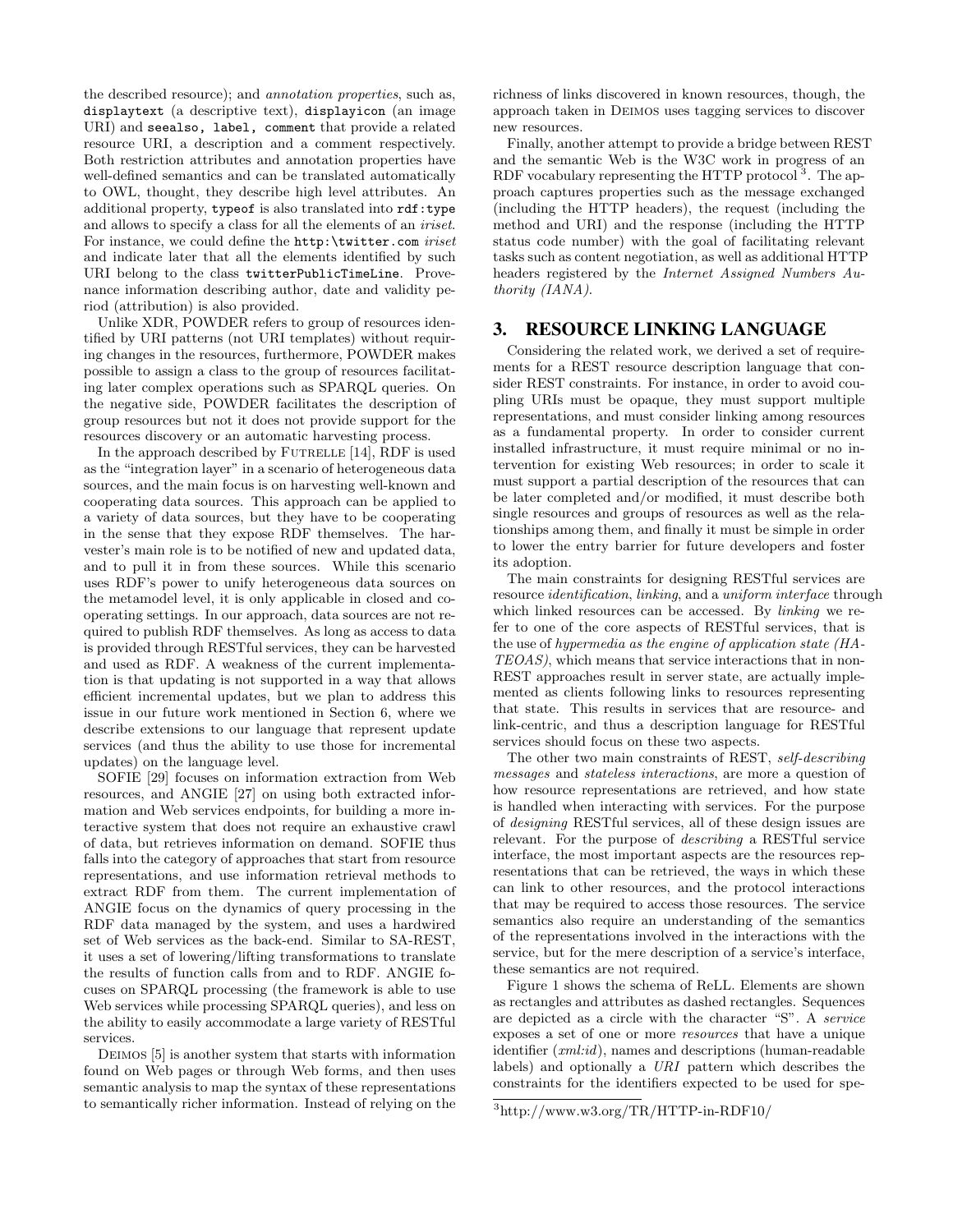the described resource); and *annotation properties*, such as, `displaytext` (a descriptive text), `displayicon` (an image URI) and `seealso, label, comment` that provide a related resource URI, a description and a comment respectively. Both restriction attributes and annotation properties have well-defined semantics and can be translated automatically to OWL, thought, they describe high level attributes. An additional property, `typeof` is also translated into `rdf:type` and allows to specify a class for all the elements of an *iriset*. For instance, we could define the `http:\twitter.com` *iriset* and indicate later that all the elements identified by such URI belong to the class `twitterPublicTimeLine`. Provenance information describing author, date and validity period (attribution) is also provided.

Unlike XDR, POWDER refers to group of resources identified by URI patterns (not URI templates) without requiring changes in the resources, furthermore, POWDER makes possible to assign a class to the group of resources facilitating later complex operations such as SPARQL queries. On the negative side, POWDER facilitates the description of group resources but not it does not provide support for the resources discovery or an automatic harvesting process.

In the approach described by FUTRELLE [14], RDF is used as the "integration layer" in a scenario of heterogeneous data sources, and the main focus is on harvesting well-known and cooperating data sources. This approach can be applied to a variety of data sources, but they have to be cooperating in the sense that they expose RDF themselves. The harvester's main role is to be notified of new and updated data, and to pull it in from these sources. While this scenario uses RDF's power to unify heterogeneous data sources on the metamodel level, it is only applicable in closed and cooperating settings. In our approach, data sources are not required to publish RDF themselves. As long as access to data is provided through RESTful services, they can be harvested and used as RDF. A weakness of the current implementation is that updating is not supported in a way that allows efficient incremental updates, but we plan to address this issue in our future work mentioned in Section 6, where we describe extensions to our language that represent update services (and thus the ability to use those for incremental updates) on the language level.

SOFIE [29] focuses on information extraction from Web resources, and ANGIE [27] on using both extracted information and Web services endpoints, for building a more interactive system that does not require an exhaustive crawl of data, but retrieves information on demand. SOFIE thus falls into the category of approaches that start from resource representations, and use information retrieval methods to extract RDF from them. The current implementation of ANGIE focus on the dynamics of query processing in the RDF data managed by the system, and uses a hardwired set of Web services as the back-end. Similar to SA-REST, it uses a set of lowering/lifting transformations to translate the results of function calls from and to RDF. ANGIE focuses on SPARQL processing (the framework is able to use Web services while processing SPARQL queries), and less on the ability to easily accommodate a large variety of RESTful services.

DEIMOS [5] is another system that starts with information found on Web pages or through Web forms, and then uses semantic analysis to map the syntax of these representations to semantically richer information. Instead of relying on the richness of links discovered in known resources, though, the approach taken in DEIMOS uses tagging services to discover new resources.

Finally, another attempt to provide a bridge between REST and the semantic Web is the W3C work in progress of an RDF vocabulary representing the HTTP protocol [3]. The approach captures properties such as the message exchanged (including the HTTP headers), the request (including the method and URI) and the response (including the HTTP status code number) with the goal of facilitating relevant tasks such as content negotiation, as well as additional HTTP headers registered by the *Internet Assigned Numbers Authority (IANA)*.

## 3. RESOURCE LINKING LANGUAGE

Considering the related work, we derived a set of requirements for a REST resource description language that consider REST constraints. For instance, in order to avoid coupling URIs must be opaque, they must support multiple representations, and must consider linking among resources as a fundamental property. In order to consider current installed infrastructure, it must require minimal or no intervention for existing Web resources; in order to scale it must support a partial description of the resources that can be later completed and/or modified, it must describe both single resources and groups of resources as well as the relationships among them, and finally it must be simple in order to lower the entry barrier for future developers and foster its adoption.

The main constraints for designing RESTful services are resource *identification*, *linking*, and a *uniform interface* through which linked resources can be accessed. By *linking* we refer to one of the core aspects of RESTful services, that is the use of *hypermedia as the engine of application state (HATEOAS)*, which means that service interactions that in non-REST approaches result in server state, are actually implemented as clients following links to resources representing that state. This results in services that are resource- and link-centric, and thus a description language for RESTful services should focus on these two aspects.

The other two main constraints of REST, *self-describing messages* and *stateless interactions*, are more a question of how resource representations are retrieved, and how state is handled when interacting with services. For the purpose of *designing* RESTful services, all of these design issues are relevant. For the purpose of *describing* a RESTful service interface, the most important aspects are the resources representations that can be retrieved, the ways in which these can link to other resources, and the protocol interactions that may be required to access those resources. The service semantics also require an understanding of the semantics of the representations involved in the interactions with the service, but for the mere description of a service's interface, these semantics are not required.

Figure 1 shows the schema of ReLL. Elements are shown as rectangles and attributes as dashed rectangles. Sequences are depicted as a circle with the character "S". A *service* exposes a set of one or more *resources* that have a unique identifier (*xml:id*), names and descriptions (human-readable labels) and optionally a *URI* pattern which describes the constraints for the identifiers expected to be used for spe-

[3] http://www.w3.org/TR/HTTP-in-RDF10/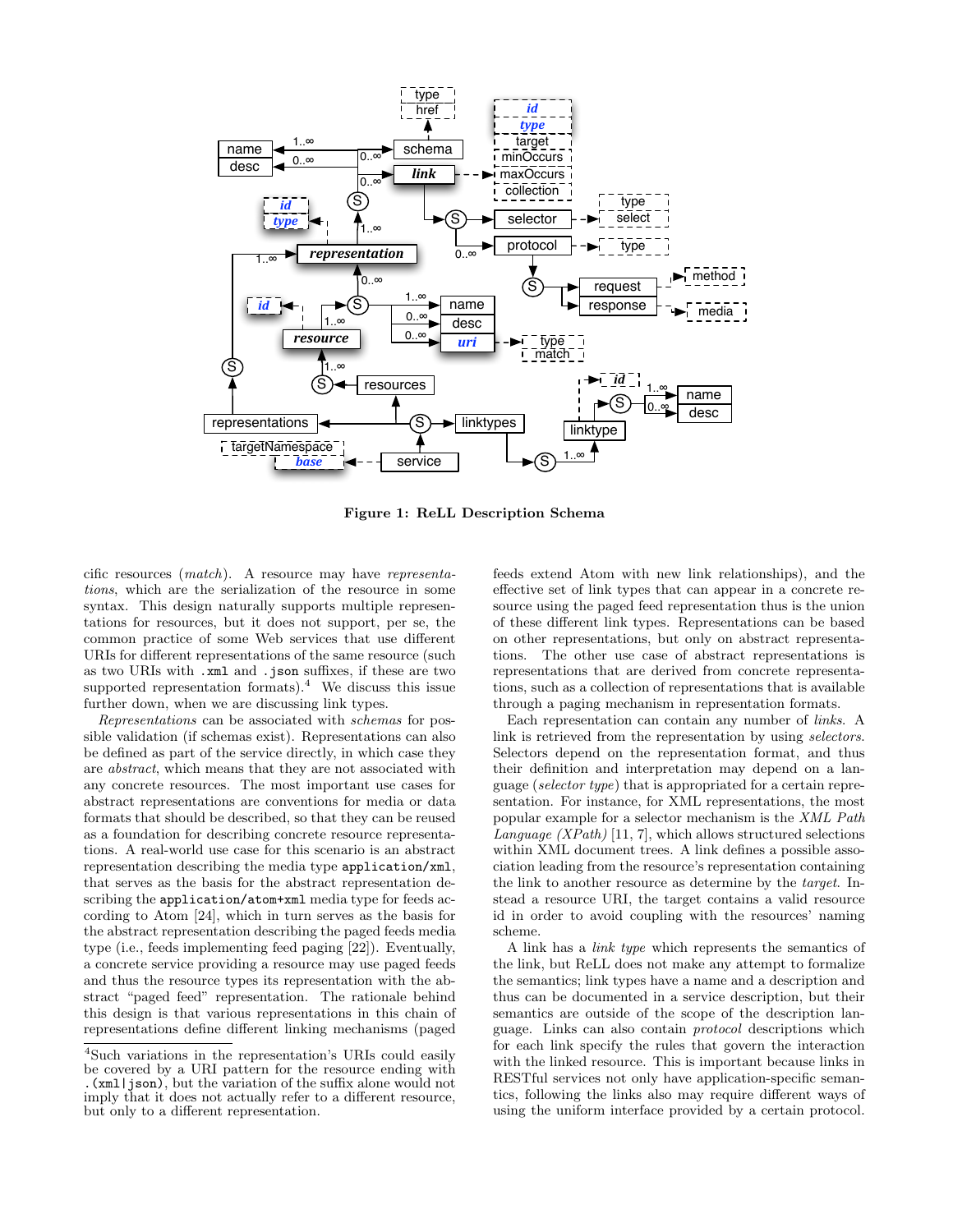**Figure 1: ReLL Description Schema**

cific resources (*match*). A resource may have *representations*, which are the serialization of the resource in some syntax. This design naturally supports multiple representations for resources, but it does not support, per se, the common practice of some Web services that use different URIs for different representations of the same resource (such as two URIs with `.xml` and `.json` suffixes, if these are two supported representation formats).[4] We discuss this issue further down, when we are discussing link types.

*Representations* can be associated with *schemas* for possible validation (if schemas exist). Representations can also be defined as part of the service directly, in which case they are *abstract*, which means that they are not associated with any concrete resources. The most important use cases for abstract representations are conventions for media or data formats that should be described, so that they can be reused as a foundation for describing concrete resource representations. A real-world use case for this scenario is an abstract representation describing the media type `application/xml`, that serves as the basis for the abstract representation describing the `application/atom+xml` media type for feeds according to Atom [24], which in turn serves as the basis for the abstract representation describing the paged feeds media type (i.e., feeds implementing feed paging [22]). Eventually, a concrete service providing a resource may use paged feeds and thus the resource types its representation with the abstract "paged feed" representation. The rationale behind this design is that various representations in this chain of representations define different linking mechanisms (paged feeds extend Atom with new link relationships), and the effective set of link types that can appear in a concrete resource using the paged feed representation thus is the union of these different link types. Representations can be based on other representations, but only on abstract representations. The other use case of abstract representations is representations that are derived from concrete representations, such as a collection of representations that is available through a paging mechanism in representation formats.

Each representation can contain any number of *links*. A link is retrieved from the representation by using *selectors*. Selectors depend on the representation format, and thus their definition and interpretation may depend on a language (*selector type*) that is appropriated for a certain representation. For instance, for XML representations, the most popular example for a selector mechanism is the *XML Path Language (XPath)* [11, 7], which allows structured selections within XML document trees. A link defines a possible association leading from the resource's representation containing the link to another resource as determine by the *target*. Instead a resource URI, the target contains a valid resource id in order to avoid coupling with the resources' naming scheme.

A link has a *link type* which represents the semantics of the link, but ReLL does not make any attempt to formalize the semantics; link types have a name and a description and thus can be documented in a service description, but their semantics are outside of the scope of the description language. Links can also contain *protocol* descriptions which for each link specify the rules that govern the interaction with the linked resource. This is important because links in RESTful services not only have application-specific semantics, following the links also may require different ways of using the uniform interface provided by a certain protocol.

[4] Such variations in the representation's URIs could easily be covered by a URI pattern for the resource ending with `.(xml|json)`, but the variation of the suffix alone would not imply that it does not actually refer to a different resource, but only to a different representation.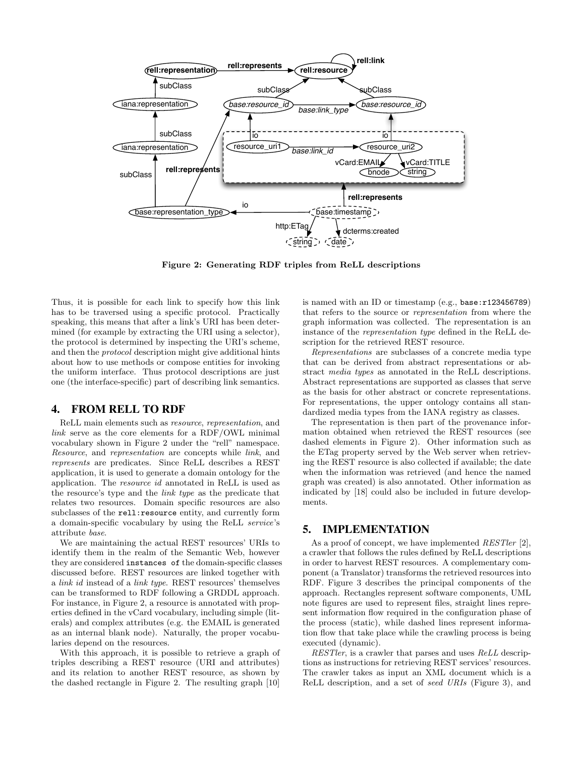Figure 2: Generating RDF triples from ReLL descriptions

Thus, it is possible for each link to specify how this link has to be traversed using a specific protocol. Practically speaking, this means that after a link's URI has been determined (for example by extracting the URI using a selector), the protocol is determined by inspecting the URI's scheme, and then the *protocol* description might give additional hints about how to use methods or compose entities for invoking the uniform interface. Thus protocol descriptions are just one (the interface-specific) part of describing link semantics.

## 4. FROM RELL TO RDF

ReLL main elements such as *resource*, *representation*, and *link* serve as the core elements for a RDF/OWL minimal vocabulary shown in Figure 2 under the "rell" namespace. *Resource*, and *representation* are concepts while *link*, and *represents* are predicates. Since ReLL describes a REST application, it is used to generate a domain ontology for the application. The *resource id* annotated in ReLL is used as the resource's type and the *link type* as the predicate that relates two resources. Domain specific resources are also subclasses of the `rell:resource` entity, and currently form a domain-specific vocabulary by using the ReLL *service*'s attribute *base*.

We are maintaining the actual REST resources' URIs to identify them in the realm of the Semantic Web, however they are considered `instances of` the domain-specific classes discussed before. REST resources are linked together with a *link id* instead of a *link type*. REST resources' themselves can be transformed to RDF following a GRDDL approach. For instance, in Figure 2, a resource is annotated with properties defined in the vCard vocabulary, including simple (literals) and complex attributes (e.g. the EMAIL is generated as an internal blank node). Naturally, the proper vocabularies depend on the resources.

With this approach, it is possible to retrieve a graph of triples describing a REST resource (URI and attributes) and its relation to another REST resource, as shown by the dashed rectangle in Figure 2. The resulting graph [10] is named with an ID or timestamp (e.g., `base:r123456789`) that refers to the source or *representation* from where the graph information was collected. The representation is an instance of the *representation type* defined in the ReLL description for the retrieved REST resource.

*Representations* are subclasses of a concrete media type that can be derived from abstract representations or abstract *media types* as annotated in the ReLL descriptions. Abstract representations are supported as classes that serve as the basis for other abstract or concrete representations. For representations, the upper ontology contains all standardized media types from the IANA registry as classes.

The representation is then part of the provenance information obtained when retrieved the REST resources (see dashed elements in Figure 2). Other information such as the ETag property served by the Web server when retrieving the REST resource is also collected if available; the date when the information was retrieved (and hence the named graph was created) is also annotated. Other information as indicated by [18] could also be included in future developments.

## 5. IMPLEMENTATION

As a proof of concept, we have implemented *RESTler* [2], a crawler that follows the rules defined by ReLL descriptions in order to harvest REST resources. A complementary component (a Translator) transforms the retrieved resources into RDF. Figure 3 describes the principal components of the approach. Rectangles represent software components, UML note figures are used to represent files, straight lines represent information flow required in the configuration phase of the process (static), while dashed lines represent information flow that take place while the crawling process is being executed (dynamic).

*RESTler*, is a crawler that parses and uses *ReLL* descriptions as instructions for retrieving REST services' resources. The crawler takes as input an XML document which is a ReLL description, and a set of *seed URIs* (Figure 3), and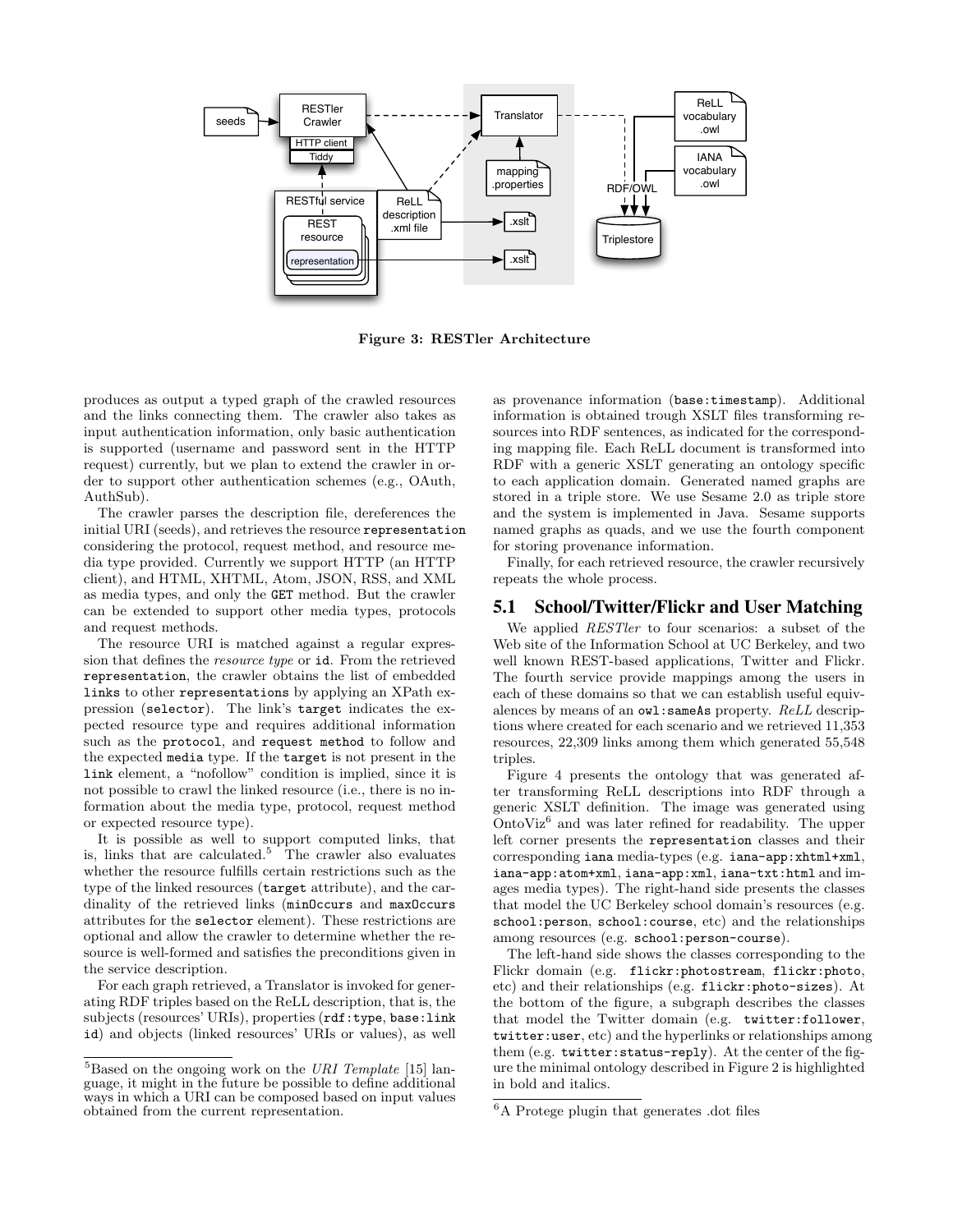Figure 3: RESTler Architecture

produces as output a typed graph of the crawled resources and the links connecting them. The crawler also takes as input authentication information, only basic authentication is supported (username and password sent in the HTTP request) currently, but we plan to extend the crawler in order to support other authentication schemes (e.g., OAuth, AuthSub).

The crawler parses the description file, dereferences the initial URI (seeds), and retrieves the resource `representation` considering the protocol, request method, and resource media type provided. Currently we support HTTP (an HTTP client), and HTML, XHTML, Atom, JSON, RSS, and XML as media types, and only the `GET` method. But the crawler can be extended to support other media types, protocols and request methods.

The resource URI is matched against a regular expression that defines the *resource type* or `id`. From the retrieved `representation`, the crawler obtains the list of embedded `links` to other `representations` by applying an XPath expression (`selector`). The link's `target` indicates the expected resource type and requires additional information such as the `protocol`, and `request method` to follow and the expected `media` type. If the `target` is not present in the `link` element, a "nofollow" condition is implied, since it is not possible to crawl the linked resource (i.e., there is no information about the media type, protocol, request method or expected resource type).

It is possible as well to support computed links, that is, links that are calculated.[5] The crawler also evaluates whether the resource fulfills certain restrictions such as the type of the linked resources (`target` attribute), and the cardinality of the retrieved links (`minOccurs` and `maxOccurs` attributes for the `selector` element). These restrictions are optional and allow the crawler to determine whether the resource is well-formed and satisfies the preconditions given in the service description.

For each graph retrieved, a Translator is invoked for generating RDF triples based on the ReLL description, that is, the subjects (resources' URIs), properties (`rdf:type`, `base:link id`) and objects (linked resources' URIs or values), as well as provenance information (`base:timestamp`). Additional information is obtained trough XSLT files transforming resources into RDF sentences, as indicated for the corresponding mapping file. Each ReLL document is transformed into RDF with a generic XSLT generating an ontology specific to each application domain. Generated named graphs are stored in a triple store. We use Sesame 2.0 as triple store and the system is implemented in Java. Sesame supports named graphs as quads, and we use the fourth component for storing provenance information.

Finally, for each retrieved resource, the crawler recursively repeats the whole process.

## 5.1 School/Twitter/Flickr and User Matching

We applied *RESTler* to four scenarios: a subset of the Web site of the Information School at UC Berkeley, and two well known REST-based applications, Twitter and Flickr. The fourth service provide mappings among the users in each of these domains so that we can establish useful equivalences by means of an `owl:sameAs` property. *ReLL* descriptions where created for each scenario and we retrieved 11,353 resources, 22,309 links among them which generated 55,548 triples.

Figure 4 presents the ontology that was generated after transforming ReLL descriptions into RDF through a generic XSLT definition. The image was generated using OntoViz[6] and was later refined for readability. The upper left corner presents the `representation` classes and their corresponding `iana` media-types (e.g. `iana-app:xhtml+xml`, `iana-app:atom+xml`, `iana-app:xml`, `iana-txt:html` and images media types). The right-hand side presents the classes that model the UC Berkeley school domain's resources (e.g. `school:person`, `school:course`, etc) and the relationships among resources (e.g. `school:person-course`).

The left-hand side shows the classes corresponding to the Flickr domain (e.g. `flickr:photostream`, `flickr:photo`, etc) and their relationships (e.g. `flickr:photo-sizes`). At the bottom of the figure, a subgraph describes the classes that model the Twitter domain (e.g. `twitter:follower`, `twitter:user`, etc) and the hyperlinks or relationships among them (e.g. `twitter:status-reply`). At the center of the figure the minimal ontology described in Figure 2 is highlighted in bold and italics.

[5] Based on the ongoing work on the *URI Template* [15] language, it might in the future be possible to define additional ways in which a URI can be composed based on input values obtained from the current representation.

[6] A Protege plugin that generates .dot files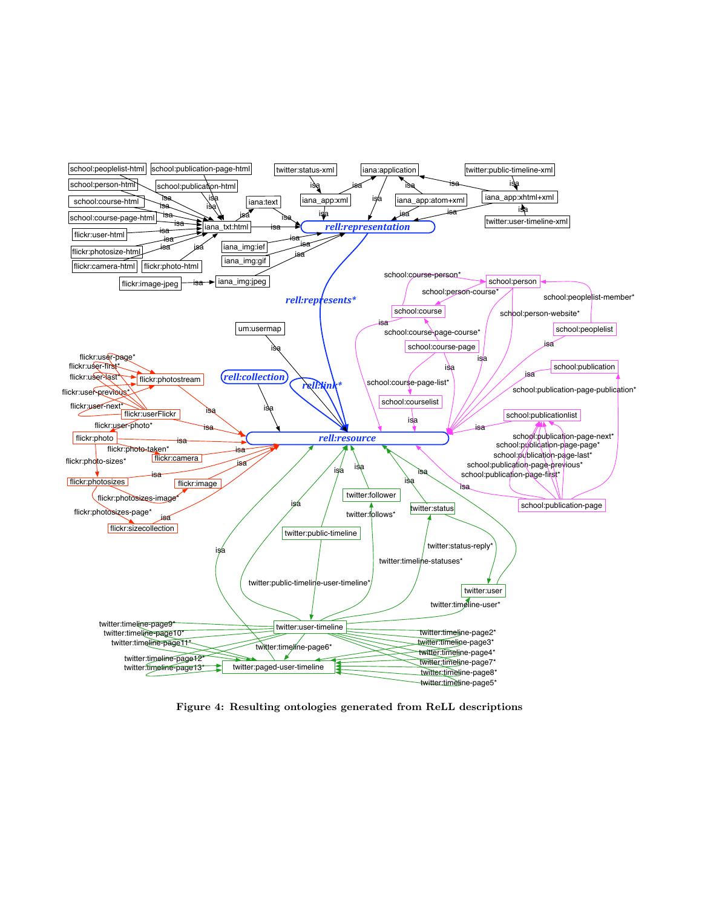**Figure 4: Resulting ontologies generated from ReLL descriptions**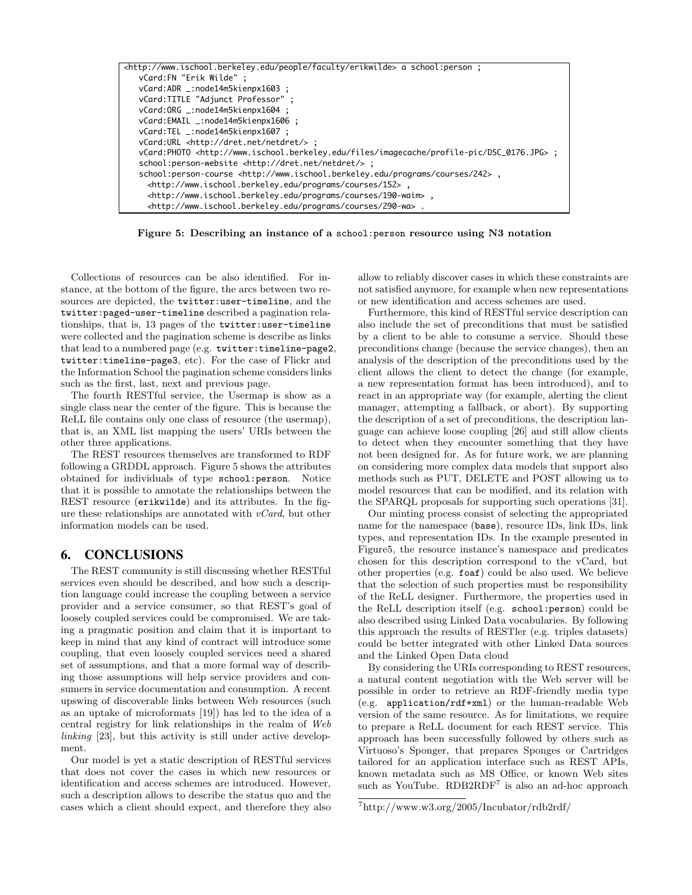```
<http://www.ischool.berkeley.edu/people/faculty/erikwilde> a school:person ;
    vCard:FN "Erik Wilde" ;
    vCard:ADR _:node14m5kienpx1603 ;
    vCard:TITLE "Adjunct Professor" ;
    vCard:ORG _:node14m5kienpx1604 ;
    vCard:EMAIL _:node14m5kienpx1606 ;
    vCard:TEL _:node14m5kienpx1607 ;
    vCard:URL <http://dret.net/netdret/> ;
    vCard:PHOTO <http://www.ischool.berkeley.edu/files/imagecache/profile-pic/DSC_0176.JPG> ;
    school:person-website <http://dret.net/netdret/> ;
    school:person-course <http://www.ischool.berkeley.edu/programs/courses/242> ,
      <http://www.ischool.berkeley.edu/programs/courses/152> ,
      <http://www.ischool.berkeley.edu/programs/courses/190-waim> ,
      <http://www.ischool.berkeley.edu/programs/courses/290-wa> .
```

**Figure 5: Describing an instance of a `school:person` resource using N3 notation**

Collections of resources can be also identified. For instance, at the bottom of the figure, the arcs between two resources are depicted, the `twitter:user-timeline`, and the `twitter:paged-user-timeline` described a pagination relationships, that is, 13 pages of the `twitter:user-timeline` were collected and the pagination scheme is describe as links that lead to a numbered page (e.g. `twitter:timeline-page2`, `twitter:timeline-page3`, etc). For the case of Flickr and the Information School the pagination scheme considers links such as the first, last, next and previous page.

The fourth RESTful service, the Usermap is show as a single class near the center of the figure. This is because the ReLL file contains only one class of resource (the usermap), that is, an XML list mapping the users' URIs between the other three applications.

The REST resources themselves are transformed to RDF following a GRDDL approach. Figure 5 shows the attributes obtained for individuals of type `school:person`. Notice that it is possible to annotate the relationships between the REST resource (`erikwilde`) and its attributes. In the figure these relationships are annotated with *vCard*, but other information models can be used.

## 6. CONCLUSIONS

The REST community is still discussing whether RESTful services even should be described, and how such a description language could increase the coupling between a service provider and a service consumer, so that REST's goal of loosely coupled services could be compromised. We are taking a pragmatic position and claim that it is important to keep in mind that any kind of contract will introduce some coupling, that even loosely coupled services need a shared set of assumptions, and that a more formal way of describing those assumptions will help service providers and consumers in service documentation and consumption. A recent upswing of discoverable links between Web resources (such as an uptake of microformats [19]) has led to the idea of a central registry for link relationships in the realm of *Web linking* [23], but this activity is still under active development.

Our model is yet a static description of RESTful services that does not cover the cases in which new resources or identification and access schemes are introduced. However, such a description allows to describe the status quo and the cases which a client should expect, and therefore they also allow to reliably discover cases in which these constraints are not satisfied anymore, for example when new representations or new identification and access schemes are used.

Furthermore, this kind of RESTful service description can also include the set of preconditions that must be satisfied by a client to be able to consume a service. Should these preconditions change (because the service changes), then an analysis of the description of the preconditions used by the client allows the client to detect the change (for example, a new representation format has been introduced), and to react in an appropriate way (for example, alerting the client manager, attempting a fallback, or abort). By supporting the description of a set of preconditions, the description language can achieve loose coupling [26] and still allow clients to detect when they encounter something that they have not been designed for. As for future work, we are planning on considering more complex data models that support also methods such as PUT, DELETE and POST allowing us to model resources that can be modified, and its relation with the SPARQL proposals for supporting such operations [31].

Our minting process consist of selecting the appropriated name for the namespace (`base`), resource IDs, link IDs, link types, and representation IDs. In the example presented in Figure5, the resource instance's namespace and predicates chosen for this description correspond to the vCard, but other properties (e.g. `foaf`) could be also used. We believe that the selection of such properties must be responsibility of the ReLL designer. Furthermore, the properties used in the ReLL description itself (e.g. `school:person`) could be also described using Linked Data vocabularies. By following this approach the results of RESTler (e.g. triples datasets) could be better integrated with other Linked Data sources and the Linked Open Data cloud

By considering the URIs corresponding to REST resources, a natural content negotiation with the Web server will be possible in order to retrieve an RDF-friendly media type (e.g. `application/rdf+xml`) or the human-readable Web version of the same resource. As for limitations, we require to prepare a ReLL document for each REST service. This approach has been successfully followed by others such as Virtuoso's Sponger, that prepares Sponges or Cartridges tailored for an application interface such as REST APIs, known metadata such as MS Office, or known Web sites such as YouTube. RDB2RDF[7] is also an ad-hoc approach

[7] http://www.w3.org/2005/Incubator/rdb2rdf/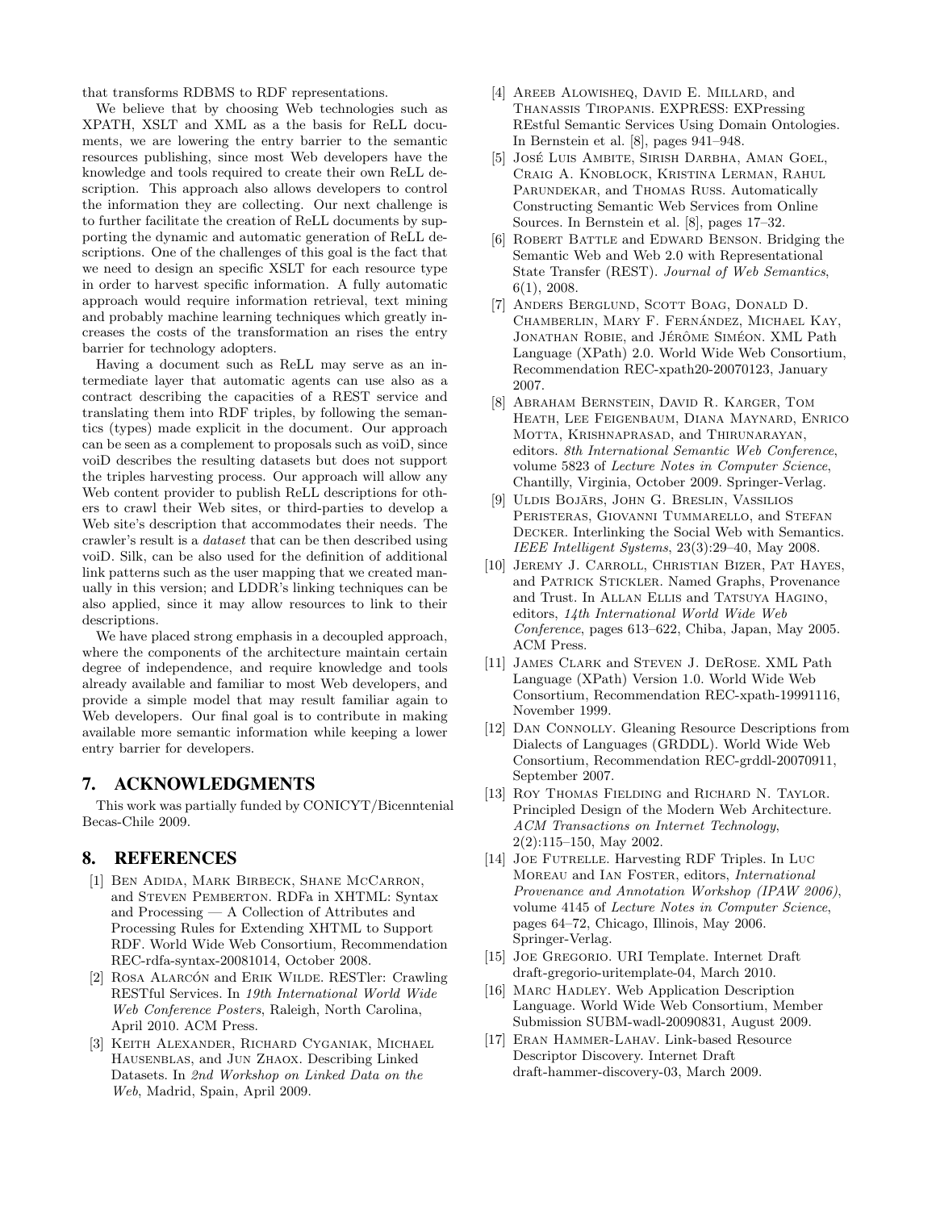that transforms RDBMS to RDF representations.

We believe that by choosing Web technologies such as XPATH, XSLT and XML as a the basis for ReLL documents, we are lowering the entry barrier to the semantic resources publishing, since most Web developers have the knowledge and tools required to create their own ReLL description. This approach also allows developers to control the information they are collecting. Our next challenge is to further facilitate the creation of ReLL documents by supporting the dynamic and automatic generation of ReLL descriptions. One of the challenges of this goal is the fact that we need to design an specific XSLT for each resource type in order to harvest specific information. A fully automatic approach would require information retrieval, text mining and probably machine learning techniques which greatly increases the costs of the transformation an rises the entry barrier for technology adopters.

Having a document such as ReLL may serve as an intermediate layer that automatic agents can use also as a contract describing the capacities of a REST service and translating them into RDF triples, by following the semantics (types) made explicit in the document. Our approach can be seen as a complement to proposals such as voiD, since voiD describes the resulting datasets but does not support the triples harvesting process. Our approach will allow any Web content provider to publish ReLL descriptions for others to crawl their Web sites, or third-parties to develop a Web site's description that accommodates their needs. The crawler's result is a *dataset* that can be then described using voiD. Silk, can be also used for the definition of additional link patterns such as the user mapping that we created manually in this version; and LDDR's linking techniques can be also applied, since it may allow resources to link to their descriptions.

We have placed strong emphasis in a decoupled approach, where the components of the architecture maintain certain degree of independence, and require knowledge and tools already available and familiar to most Web developers, and provide a simple model that may result familiar again to Web developers. Our final goal is to contribute in making available more semantic information while keeping a lower entry barrier for developers.

## 7. ACKNOWLEDGMENTS

This work was partially funded by CONICYT/Bicenntenial Becas-Chile 2009.

## 8. REFERENCES

[1] Ben Adida, Mark Birbeck, Shane McCarron, and Steven Pemberton. RDFa in XHTML: Syntax and Processing — A Collection of Attributes and Processing Rules for Extending XHTML to Support RDF. World Wide Web Consortium, Recommendation REC-rdfa-syntax-20081014, October 2008.

[2] Rosa Alarcón and Erik Wilde. RESTler: Crawling RESTful Services. In *19th International World Wide Web Conference Posters*, Raleigh, North Carolina, April 2010. ACM Press.

[3] Keith Alexander, Richard Cyganiak, Michael Hausenblas, and Jun Zhaox. Describing Linked Datasets. In *2nd Workshop on Linked Data on the Web*, Madrid, Spain, April 2009.

[4] Areeb Alowisheq, David E. Millard, and Thanassis Tiropanis. EXPRESS: EXPressing REstful Semantic Services Using Domain Ontologies. In Bernstein et al. [8], pages 941–948.

[5] José Luis Ambite, Sirish Darbha, Aman Goel, Craig A. Knoblock, Kristina Lerman, Rahul Parundekar, and Thomas Russ. Automatically Constructing Semantic Web Services from Online Sources. In Bernstein et al. [8], pages 17–32.

[6] Robert Battle and Edward Benson. Bridging the Semantic Web and Web 2.0 with Representational State Transfer (REST). *Journal of Web Semantics*, 6(1), 2008.

[7] Anders Berglund, Scott Boag, Donald D. Chamberlin, Mary F. Fernández, Michael Kay, Jonathan Robie, and Jérôme Siméon. XML Path Language (XPath) 2.0. World Wide Web Consortium, Recommendation REC-xpath20-20070123, January 2007.

[8] Abraham Bernstein, David R. Karger, Tom Heath, Lee Feigenbaum, Diana Maynard, Enrico Motta, Krishnaprasad, and Thirunarayan, editors. *8th International Semantic Web Conference*, volume 5823 of *Lecture Notes in Computer Science*, Chantilly, Virginia, October 2009. Springer-Verlag.

[9] Uldis Bojārs, John G. Breslin, Vassilios Peristeras, Giovanni Tummarello, and Stefan Decker. Interlinking the Social Web with Semantics. *IEEE Intelligent Systems*, 23(3):29–40, May 2008.

[10] Jeremy J. Carroll, Christian Bizer, Pat Hayes, and Patrick Stickler. Named Graphs, Provenance and Trust. In Allan Ellis and Tatsuya Hagino, editors, *14th International World Wide Web Conference*, pages 613–622, Chiba, Japan, May 2005. ACM Press.

[11] James Clark and Steven J. DeRose. XML Path Language (XPath) Version 1.0. World Wide Web Consortium, Recommendation REC-xpath-19991116, November 1999.

[12] Dan Connolly. Gleaning Resource Descriptions from Dialects of Languages (GRDDL). World Wide Web Consortium, Recommendation REC-grddl-20070911, September 2007.

[13] Roy Thomas Fielding and Richard N. Taylor. Principled Design of the Modern Web Architecture. *ACM Transactions on Internet Technology*, 2(2):115–150, May 2002.

[14] Joe Futrelle. Harvesting RDF Triples. In Luc Moreau and Ian Foster, editors, *International Provenance and Annotation Workshop (IPAW 2006)*, volume 4145 of *Lecture Notes in Computer Science*, pages 64–72, Chicago, Illinois, May 2006. Springer-Verlag.

[15] Joe Gregorio. URI Template. Internet Draft draft-gregorio-uritemplate-04, March 2010.

[16] Marc Hadley. Web Application Description Language. World Wide Web Consortium, Member Submission SUBM-wadl-20090831, August 2009.

[17] Eran Hammer-Lahav. Link-based Resource Descriptor Discovery. Internet Draft draft-hammer-discovery-03, March 2009.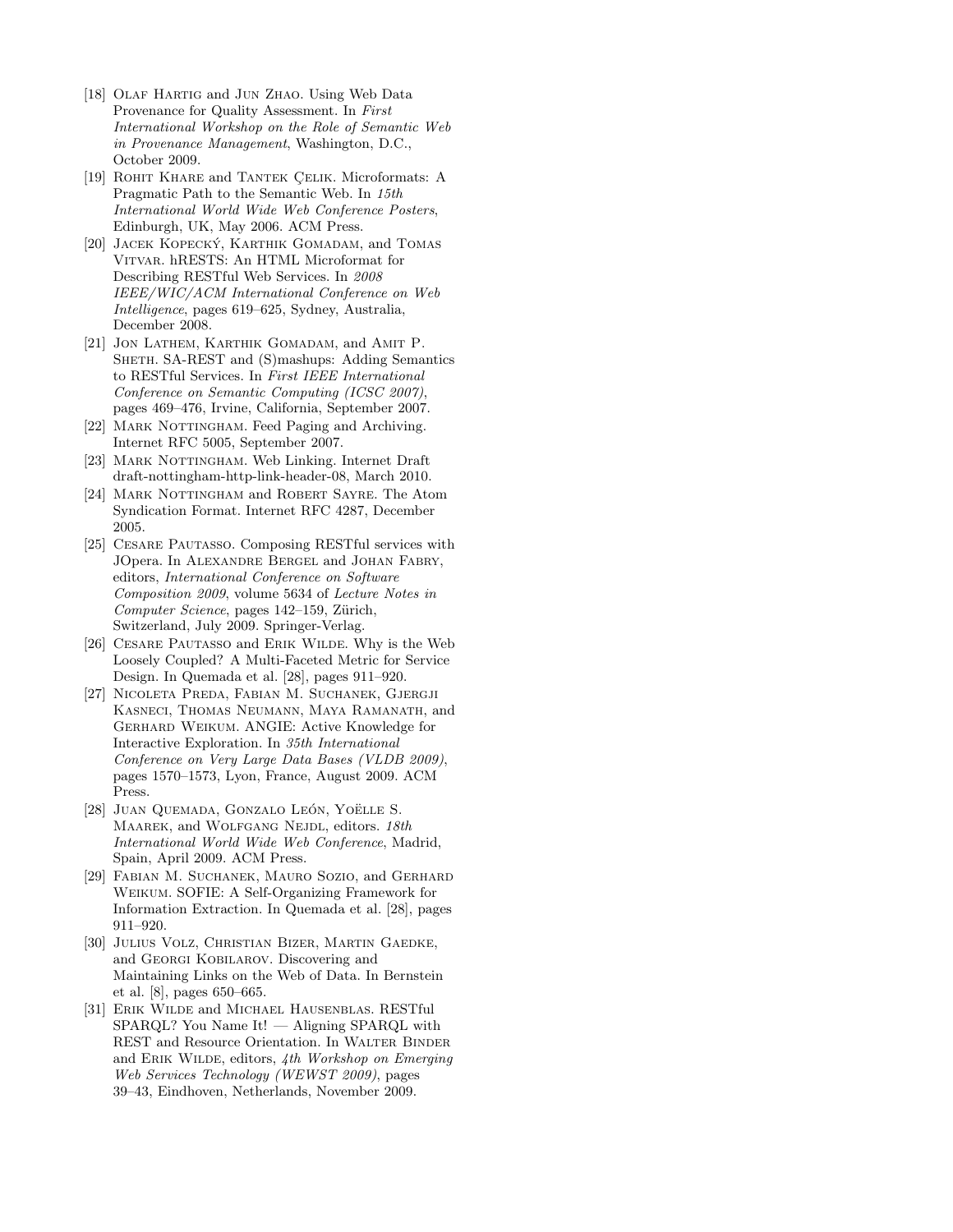[18] Olaf Hartig and Jun Zhao. Using Web Data Provenance for Quality Assessment. In *First International Workshop on the Role of Semantic Web in Provenance Management*, Washington, D.C., October 2009.

[19] Rohit Khare and Tantek Çelik. Microformats: A Pragmatic Path to the Semantic Web. In *15th International World Wide Web Conference Posters*, Edinburgh, UK, May 2006. ACM Press.

[20] Jacek Kopecký, Karthik Gomadam, and Tomas Vitvar. hRESTS: An HTML Microformat for Describing RESTful Web Services. In *2008 IEEE/WIC/ACM International Conference on Web Intelligence*, pages 619–625, Sydney, Australia, December 2008.

[21] Jon Lathem, Karthik Gomadam, and Amit P. Sheth. SA-REST and (S)mashups: Adding Semantics to RESTful Services. In *First IEEE International Conference on Semantic Computing (ICSC 2007)*, pages 469–476, Irvine, California, September 2007.

[22] Mark Nottingham. Feed Paging and Archiving. Internet RFC 5005, September 2007.

[23] Mark Nottingham. Web Linking. Internet Draft draft-nottingham-http-link-header-08, March 2010.

[24] Mark Nottingham and Robert Sayre. The Atom Syndication Format. Internet RFC 4287, December 2005.

[25] Cesare Pautasso. Composing RESTful services with JOpera. In Alexandre Bergel and Johan Fabry, editors, *International Conference on Software Composition 2009*, volume 5634 of *Lecture Notes in Computer Science*, pages 142–159, Zürich, Switzerland, July 2009. Springer-Verlag.

[26] Cesare Pautasso and Erik Wilde. Why is the Web Loosely Coupled? A Multi-Faceted Metric for Service Design. In Quemada et al. [28], pages 911–920.

[27] Nicoleta Preda, Fabian M. Suchanek, Gjergji Kasneci, Thomas Neumann, Maya Ramanath, and Gerhard Weikum. ANGIE: Active Knowledge for Interactive Exploration. In *35th International Conference on Very Large Data Bases (VLDB 2009)*, pages 1570–1573, Lyon, France, August 2009. ACM Press.

[28] Juan Quemada, Gonzalo León, Yoëlle S. Maarek, and Wolfgang Nejdl, editors. *18th International World Wide Web Conference*, Madrid, Spain, April 2009. ACM Press.

[29] Fabian M. Suchanek, Mauro Sozio, and Gerhard Weikum. SOFIE: A Self-Organizing Framework for Information Extraction. In Quemada et al. [28], pages 911–920.

[30] Julius Volz, Christian Bizer, Martin Gaedke, and Georgi Kobilarov. Discovering and Maintaining Links on the Web of Data. In Bernstein et al. [8], pages 650–665.

[31] Erik Wilde and Michael Hausenblas. RESTful SPARQL? You Name It! — Aligning SPARQL with REST and Resource Orientation. In Walter Binder and Erik Wilde, editors, *4th Workshop on Emerging Web Services Technology (WEWST 2009)*, pages 39–43, Eindhoven, Netherlands, November 2009.